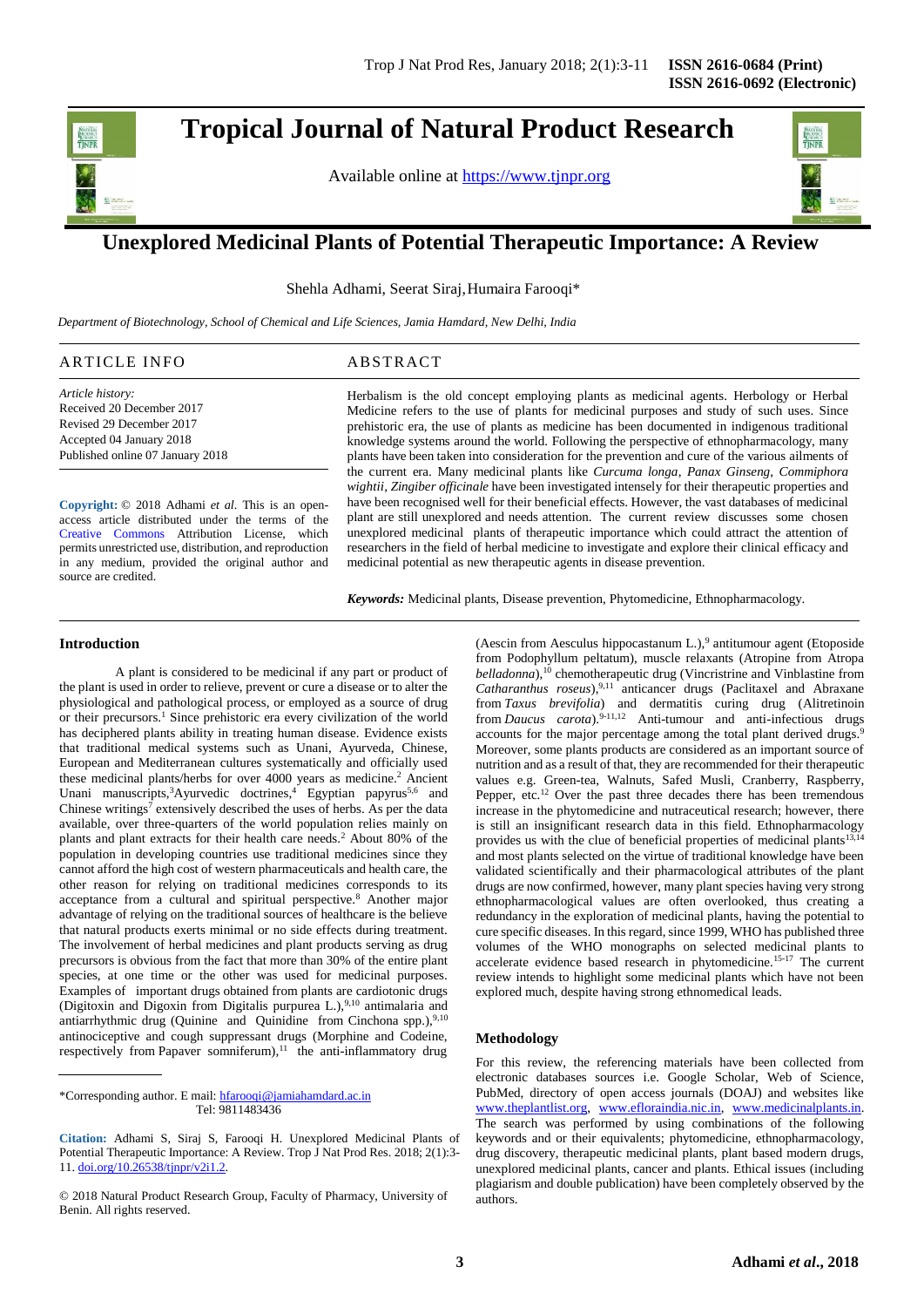# Tropical Journal of Natural Product Research

Available online at https://www.tjnpr.org

## Unexplored Medicinal Plants of Potential Therapeutic Importance: A Review

Shehla Adhami, Seerat Siraj, Humaira Farooqi*

*Department of Biotechnology, School of Chemical and Life Sciences, Jamia Hamdard, New Delhi, India*

### ARTICLE INFO

*Article history:*
Received 20 December 2017
Revised 29 December 2017
Accepted 04 January 2018
Published online 07 January 2018

**Copyright:** © 2018 Adhami *et al*. This is an open-access article distributed under the terms of the Creative Commons Attribution License, which permits unrestricted use, distribution, and reproduction in any medium, provided the original author and source are credited.

### ABSTRACT

Herbalism is the old concept employing plants as medicinal agents. Herbology or Herbal Medicine refers to the use of plants for medicinal purposes and study of such uses. Since prehistoric era, the use of plants as medicine has been documented in indigenous traditional knowledge systems around the world. Following the perspective of ethnopharmacology, many plants have been taken into consideration for the prevention and cure of the various ailments of the current era. Many medicinal plants like *Curcuma longa*, *Panax Ginseng*, *Commiphora wightii*, *Zingiber officinale* have been investigated intensely for their therapeutic properties and have been recognised well for their beneficial effects. However, the vast databases of medicinal plant are still unexplored and needs attention. The current review discusses some chosen unexplored medicinal plants of therapeutic importance which could attract the attention of researchers in the field of herbal medicine to investigate and explore their clinical efficacy and medicinal potential as new therapeutic agents in disease prevention.

***Keywords:*** Medicinal plants, Disease prevention, Phytomedicine, Ethnopharmacology.

## Introduction

A plant is considered to be medicinal if any part or product of the plant is used in order to relieve, prevent or cure a disease or to alter the physiological and pathological process, or employed as a source of drug or their precursors.[1] Since prehistoric era every civilization of the world has deciphered plants ability in treating human disease. Evidence exists that traditional medical systems such as Unani, Ayurveda, Chinese, European and Mediterranean cultures systematically and officially used these medicinal plants/herbs for over 4000 years as medicine.[2] Ancient Unani manuscripts,[3] Ayurvedic doctrines,[4] Egyptian papyrus[5,6] and Chinese writings[7] extensively described the uses of herbs. As per the data available, over three-quarters of the world population relies mainly on plants and plant extracts for their health care needs.[2] About 80% of the population in developing countries use traditional medicines since they cannot afford the high cost of western pharmaceuticals and health care, the other reason for relying on traditional medicines corresponds to its acceptance from a cultural and spiritual perspective.[8] Another major advantage of relying on the traditional sources of healthcare is the believe that natural products exerts minimal or no side effects during treatment. The involvement of herbal medicines and plant products serving as drug precursors is obvious from the fact that more than 30% of the entire plant species, at one time or the other was used for medicinal purposes. Examples of important drugs obtained from plants are cardiotonic drugs (Digitoxin and Digoxin from Digitalis purpurea L.),[9,10] antimalaria and antiarrhythmic drug (Quinine and Quinidine from Cinchona spp.),[9,10] antinociceptive and cough suppressant drugs (Morphine and Codeine, respectively from Papaver somniferum),[11] the anti-inflammatory drug (Aescin from Aesculus hippocastanum L.),[9] antitumour agent (Etoposide from Podophyllum peltatum), muscle relaxants (Atropine from Atropa *belladonna*),[10] chemotherapeutic drug (Vincristrine and Vinblastine from *Catharanthus roseus*),[9,11] anticancer drugs (Paclitaxel and Abraxane from *Taxus brevifolia*) and dermatitis curing drug (Alitretinoin from *Daucus carota*).[9-11,12] Anti-tumour and anti-infectious drugs accounts for the major percentage among the total plant derived drugs.[9] Moreover, some plants products are considered as an important source of nutrition and as a result of that, they are recommended for their therapeutic values e.g. Green-tea, Walnuts, Safed Musli, Cranberry, Raspberry, Pepper, etc.[12] Over the past three decades there has been tremendous increase in the phytomedicine and nutraceutical research; however, there is still an insignificant research data in this field. Ethnopharmacology provides us with the clue of beneficial properties of medicinal plants[13,14] and most plants selected on the virtue of traditional knowledge have been validated scientifically and their pharmacological attributes of the plant drugs are now confirmed, however, many plant species having very strong ethnopharmacological values are often overlooked, thus creating a redundancy in the exploration of medicinal plants, having the potential to cure specific diseases. In this regard, since 1999, WHO has published three volumes of the WHO monographs on selected medicinal plants to accelerate evidence based research in phytomedicine.[15-17] The current review intends to highlight some medicinal plants which have not been explored much, despite having strong ethnomedical leads.

## Methodology

For this review, the referencing materials have been collected from electronic databases sources i.e. Google Scholar, Web of Science, PubMed, directory of open access journals (DOAJ) and websites like www.theplantlist.org, www.efloraindia.nic.in, www.medicinalplants.in. The search was performed by using combinations of the following keywords and or their equivalents; phytomedicine, ethnopharmacology, drug discovery, therapeutic medicinal plants, plant based drugs, unexplored medicinal plants, cancer and plants. Ethical issues (including plagiarism and double publication) have been completely observed by the authors.

---

*Corresponding author. E mail: hfarooqi@jamiahamdard.ac.in
Tel: 9811483436

**Citation:** Adhami S, Siraj S, Farooqi H. Unexplored Medicinal Plants of Potential Therapeutic Importance: A Review. Trop J Nat Prod Res. 2018; 2(1):3-11. doi.org/10.26538/tjnpr/v2i1.2.

© 2018 Natural Product Research Group, Faculty of Pharmacy, University of Benin. All rights reserved.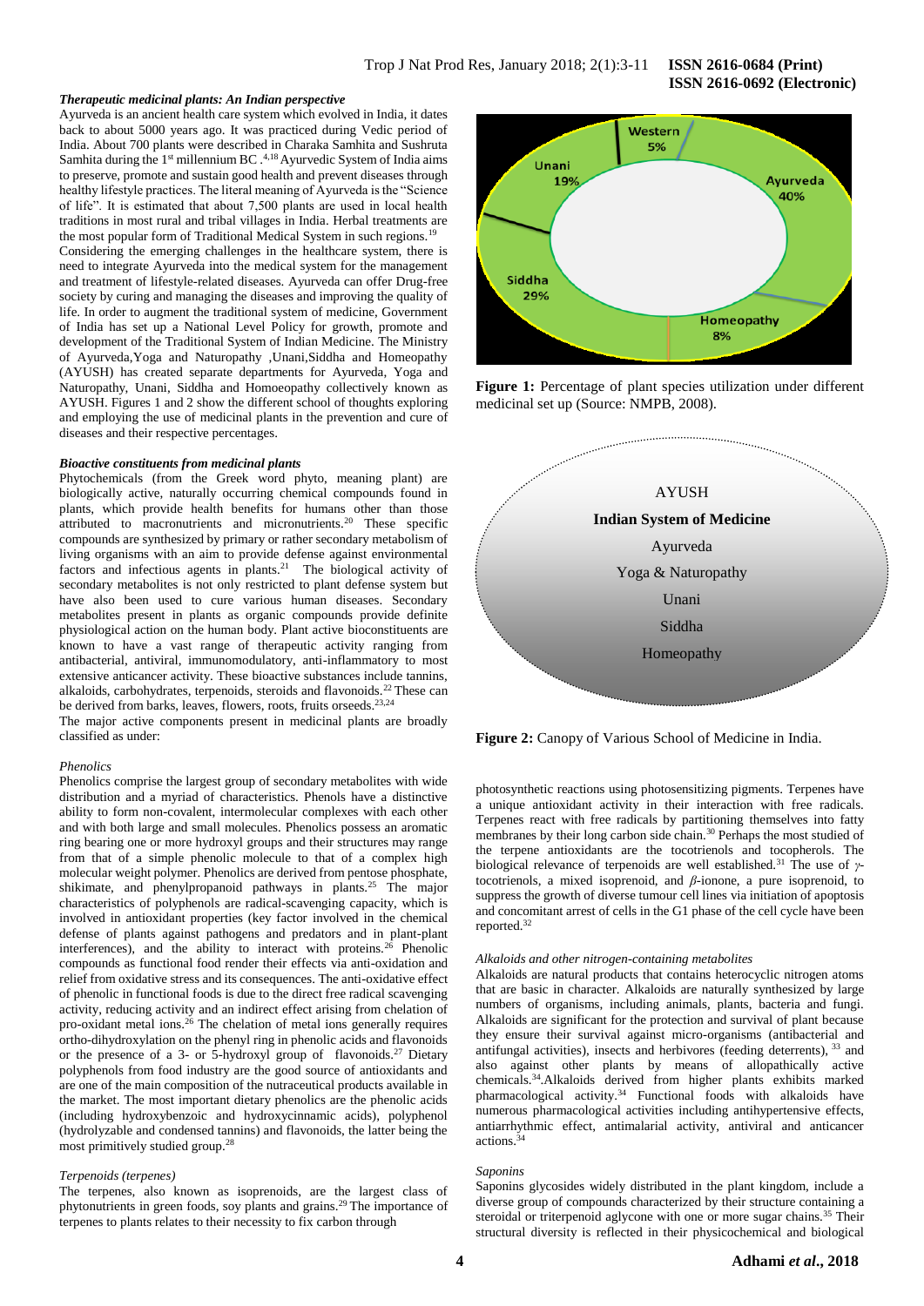### *Therapeutic medicinal plants: An Indian perspective*

Ayurveda is an ancient health care system which evolved in India, it dates back to about 5000 years ago. It was practiced during Vedic period of India. About 700 plants were described in Charaka Samhita and Sushruta Samhita during the 1st millennium BC .[4,18] Ayurvedic System of India aims to preserve, promote and sustain good health and prevent diseases through healthy lifestyle practices. The literal meaning of Ayurveda is the "Science of life". It is estimated that about 7,500 plants are used in local health traditions in most rural and tribal villages in India. Herbal treatments are the most popular form of Traditional Medical System in such regions.[19]

Considering the emerging challenges in the healthcare system, there is need to integrate Ayurveda into the medical system for the management and treatment of lifestyle-related diseases. Ayurveda can offer Drug-free society by curing and managing the diseases and improving the quality of life. In order to augment the traditional system of medicine, Government of India has set up a National Level Policy for growth, promote and development of the Traditional System of Indian Medicine. The Ministry of Ayurveda,Yoga and Naturopathy ,Unani,Siddha and Homeopathy (AYUSH) has created separate departments for Ayurveda, Yoga and Naturopathy, Unani, Siddha and Homoeopathy collectively known as AYUSH. Figures 1 and 2 show the different school of thoughts exploring and employing the use of medicinal plants in the prevention and cure of diseases and their respective percentages.

### *Bioactive constituents from medicinal plants*

Phytochemicals (from the Greek word phyto, meaning plant) are biologically active, naturally occurring chemical compounds found in plants, which provide health benefits for humans other than those attributed to macronutrients and micronutrients.[20] These specific compounds are synthesized by primary or rather secondary metabolism of living organisms with an aim to provide defense against environmental factors and infectious agents in plants.[21] The biological activity of secondary metabolites is not only restricted to plant defense system but have also been used to cure various human diseases. Secondary metabolites present in plants as organic compounds provide definite physiological action on the human body. Plant active bioconstituents are known to have a vast range of therapeutic activity ranging from antibacterial, antiviral, immunomodulatory, anti-inflammatory to most extensive anticancer activity. These bioactive substances include tannins, alkaloids, carbohydrates, terpenoids, steroids and flavonoids.[22] These can be derived from barks, leaves, flowers, roots, fruits orseeds.[23,24]

The major active components present in medicinal plants are broadly classified as under:

*Phenolics*

Phenolics comprise the largest group of secondary metabolites with wide distribution and a myriad of characteristics. Phenols have a distinctive ability to form non-covalent, intermolecular complexes with each other and with both large and small molecules. Phenolics possess an aromatic ring bearing one or more hydroxyl groups and their structures may range from that of a simple phenolic molecule to that of a complex high molecular weight polymer. Phenolics are derived from pentose phosphate, shikimate, and phenylpropanoid pathways in plants.[25] The major characteristics of polyphenols are radical-scavenging capacity, which is involved in antioxidant properties (key factor involved in the chemical defense of plants against pathogens and predators and in plant-plant interferences), and the ability to interact with proteins.[26] Phenolic compounds as functional food render their effects via anti-oxidation and relief from oxidative stress and its consequences. The anti-oxidative effect of phenolic in functional foods is due to the direct free radical scavenging activity, reducing activity and an indirect effect arising from chelation of pro-oxidant metal ions.[26] The chelation of metal ions generally requires ortho-dihydroxylation on the phenyl ring in phenolic acids and flavonoids or the presence of a 3- or 5-hydroxyl group of flavonoids.[27] Dietary polyphenols from food industry are the good source of antioxidants and are one of the main composition of the nutraceutical products available in the market. The most important dietary phenolics are the phenolic acids (including hydroxybenzoic and hydroxycinnamic acids), polyphenol (hydrolyzable and condensed tannins) and flavonoids, the latter being the most primitively studied group.[28]

*Terpenoids (terpenes)*

The terpenes, also known as isoprenoids, are the largest class of phytonutrients in green foods, soy plants and grains.[29] The importance of terpenes to plants relates to their necessity to fix carbon through photosynthetic reactions using photosensitizing pigments. Terpenes have a unique antioxidant activity in their interaction with free radicals. Terpenes react with free radicals by partitioning themselves into fatty membranes by their long carbon side chain.[30] Perhaps the most studied of the terpene antioxidants are the tocotrienols and tocopherols. The biological relevance of terpenoids are well established.[31] The use of *γ*-tocotrienols, a mixed isoprenoid, and *β*-ionone, a pure isoprenoid, to suppress the growth of diverse tumour cell lines via initiation of apoptosis and concomitant arrest of cells in the G1 phase of the cell cycle have been reported.[32]

| Unani 19% | Western 5% | Ayurveda 40% |
|---|---|---|
| Siddha 29% | | Homeopathy 8% |

**Figure 1:** Percentage of plant species utilization under different medicinal set up (Source: NMPB, 2008).

AYUSH
**Indian System of Medicine**
Ayurveda
Yoga & Naturopathy
Unani
Siddha
Homeopathy

**Figure 2:** Canopy of Various School of Medicine in India.

*Alkaloids and other nitrogen-containing metabolites*

Alkaloids are natural products that contains heterocyclic nitrogen atoms that are basic in character. Alkaloids are naturally synthesized by large numbers of organisms, including animals, plants, bacteria and fungi. Alkaloids are significant for the protection and survival of plant because they ensure their survival against micro-organisms (antibacterial and antifungal activities), insects and herbivores (feeding deterrents), [33] and also against other plants by means of allopathically active chemicals.[34].Alkaloids derived from higher plants exhibits marked pharmacological activity.[34] Functional foods with alkaloids have numerous pharmacological activities including antihypertensive effects, antiarrhythmic effect, antimalarial activity, antiviral and anticancer actions.[34]

*Saponins*

Saponins glycosides widely distributed in the plant kingdom, include a diverse group of compounds characterized by their structure containing a steroidal or triterpenoid aglycone with one or more sugar chains.[35] Their structural diversity is reflected in their physicochemical and biological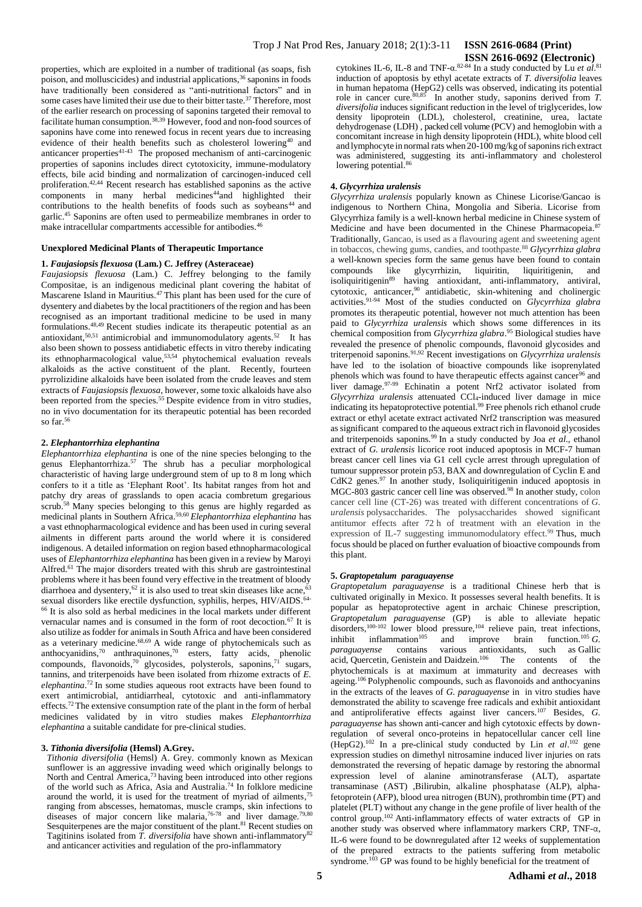properties, which are exploited in a number of traditional (as soaps, fish poison, and molluscicides) and industrial applications,[36] saponins in foods have traditionally been considered as "anti-nutritional factors" and in some cases have limited their use due to their bitter taste.[37] Therefore, most of the earlier research on processing of saponins targeted their removal to facilitate human consumption.[38,39] However, food and non-food sources of saponins have come into renewed focus in recent years due to increasing evidence of their health benefits such as cholesterol lowering[40] and anticancer properties[41-43] The proposed mechanism of anti-carcinogenic properties of saponins includes direct cytotoxicity, immune-modulatory effects, bile acid binding and normalization of carcinogen-induced cell proliferation.[42,44] Recent research has established saponins as the active components in many herbal medicines[44] and highlighted their contributions to the health benefits of foods such as soybeans[44] and garlic.[45] Saponins are often used to permeabilize membranes in order to make intracellular compartments accessible for antibodies.[46]

### Unexplored Medicinal Plants of Therapeutic Importance

#### 1. *Faujasiopsis flexuosa* (Lam.) C. Jeffrey (Asteraceae)

*Faujasiopsis flexuosa* (Lam.) C. Jeffrey belonging to the family Compositae, is an indigenous medicinal plant covering the habitat of Mascarene Island in Mauritius.[47] This plant has been used for the cure of dysentery and diabetes by the local practitioners of the region and has been recognised as an important traditional medicine to be used in many formulations.[48,49] Recent studies indicate its therapeutic potential as an antioxidant,[50,51] antimicrobial and immunomodulatory agents.[52] It has also been shown to possess antidiabetic effects in vitro thereby indicating its ethnopharmacological value,[53,54] phytochemical evaluation reveals alkaloids as the active constituent of the plant. Recently, fourteen pyrrolizidine alkaloids have been isolated from the crude leaves and stem extracts of *Faujasiopsis flexuosa*, however, some toxic alkaloids have also been reported from the species.[55] Despite evidence from in vitro studies, no in vivo documentation for its therapeutic potential has been recorded so far.[56]

#### 2. *Elephantorrhiza elephantina*

*Elephantorrhiza elephantina* is one of the nine species belonging to the genus Elephantorrhiza.[57] The shrub has a peculiar morphological characteristic of having large underground stem of up to 8 m long which confers to it a title as 'Elephant Root'. Its habitat ranges from hot and patchy dry areas of grasslands to open acacia combretum gregarious scrub.[58] Many species belonging to this genus are highly regarded as medicinal plants in Southern Africa.[59,60] *Elephantorrhiza elephantina* has a vast ethnopharmacological evidence and has been used in curing several ailments in different parts around the world where it is considered indigenous. A detailed information on region based ethnopharmacological uses of *Elephantorrhiza elephantina* has been given in a review by Maroyi Alfred.[61] The major disorders treated with this shrub are gastrointestinal problems where it has been found very effective in the treatment of bloody diarrhoea and dysentery,[62] it is also used to treat skin diseases like acne,[63] sexual disorders like erectile dysfunction, syphilis, herpes, HIV/AIDS.[64-66] It is also sold as herbal medicines in the local markets under different vernacular names and is consumed in the form of root decoction.[67] It is also utilize as fodder for animals in South Africa and have been considered as a veterinary medicine.[68,69] A wide range of phytochemicals such as anthocyanidins,[70] anthraquinones,[70] esters, fatty acids, phenolic compounds, flavonoids,[70] glycosides, polysterols, saponins,[71] sugars, tannins, and triterpenoids have been isolated from rhizome extracts of *E. elephantina*.[72] In some studies aqueous root extracts have been found to exert antimicrobial, antidiarrheal, cytotoxic and anti-inflammatory effects.[72] The extensive consumption rate of the plant in the form of herbal medicines validated by in vitro studies makes *Elephantorrhiza elephantina* a suitable candidate for pre-clinical studies.

#### 3. *Tithonia diversifolia* (Hemsl) A.Grey.

*Tithonia diversifolia* (Hemsl) A. Grey. commonly known as Mexican sunflower is an aggressive invading weed which originally belongs to North and Central America,[73] having been introduced into other regions of the world such as Africa, Asia and Australia.[74] In folklore medicine around the world, it is used for the treatment of myriad of ailments,[75] ranging from abscesses, hematomas, muscle cramps, skin infections to diseases of major concern like malaria,[76-78] and liver damage.[79,80] Sesquiterpenes are the major constituent of the plant.[81] Recent studies on Tagitinins isolated from *T. diversifolia* have shown anti-inflammatory[82] and anticancer activities and regulation of the pro-inflammatory cytokines IL-6, IL-8 and TNF-α.[82-84] In a study conducted by Lu *et al*.[81] induction of apoptosis by ethyl acetate extracts of *T. diversifolia* leaves in human hepatoma (HepG2) cells was observed, indicating its potential role in cancer cure.[80,85] In another study, saponins derived from *T. diversifolia* induces significant reduction in the level of triglycerides, low density lipoprotein (LDL), cholesterol, creatinine, urea, lactate dehydrogenase (LDH) , packed cell volume (PCV) and hemoglobin with a concomitant increase in high density lipoprotein (HDL), white blood cell and lymphocyte in normal rats when 20-100 mg/kg of saponins rich extract was administered, suggesting its anti-inflammatory and cholesterol lowering potential.[86]

#### 4. *Glycyrrhiza uralensis*

*Glycyrrhiza uralensis* popularly known as Chinese Licorise/Gancao is indigenous to Northern China, Mongolia and Siberia. Licorise from Glycyrrhiza family is a well-known herbal medicine in Chinese system of Medicine and have been documented in the Chinese Pharmacopeia.[87] Traditionally, Gancao, is used as a flavouring agent and sweetening agent in tobaccos, chewing gums, candies, and toothpaste.[88] *Glycyrrhiza glabra* a well-known species form the same genus have been found to contain compounds like glycyrrhizin, liquiritin, liquiritigenin, and isoliquiritigenin[89] having antioxidant, anti-inflammatory, antiviral, cytotoxic, anticancer,[90] antidiabetic, skin-whitening and cholinergic activities.[91-94] Most of the studies conducted on *Glycyrrhiza glabra* promotes its therapeutic potential, however not much attention has been paid to *Glycyrrhiza uralensis* which shows some differences in its chemical composition from *Glycyrrhiza glabra*.[95] Biological studies have revealed the presence of phenolic compounds, flavonoid glycosides and triterpenoid saponins.[91,92] Recent investigations on *Glycyrrhiza uralensis* have led to the isolation of bioactive compounds like isoprenylated phenols which was found to have therapeutic effects against cancer[96] and liver damage.[97-99] Echinatin a potent Nrf2 activator isolated from *Glycyrrhiza uralensis* attenuated $CCl_4$-induced liver damage in mice indicating its hepatoprotective potential.[99] Free phenols rich ethanol crude extract or ethyl acetate extract activated Nrf2 transcription was measured as significant compared to the aqueous extract rich in flavonoid glycosides and triterpenoids saponins.[99] In a study conducted by Joa *et al*., ethanol extract of *G. uralensis* licorice root induced apoptosis in MCF-7 human breast cancer cell lines via G1 cell cycle arrest through upregulation of tumour suppressor protein p53, BAX and downregulation of Cyclin E and CdK2 genes.[97] In another study, Isoliquiritigenin induced apoptosis in MGC-803 gastric cancer cell line was observed.[98] In another study, colon cancer cell line (CT-26) was treated with different concentrations of *G. uralensis* polysaccharides. The polysaccharides showed significant antitumor effects after 72 h of treatment with an elevation in the expression of IL-7 suggesting immunomodulatory effect.[99] Thus, much focus should be placed on further evaluation of bioactive compounds from this plant.

#### 5. *Graptopetalum paraguayense*

*Graptopetalum paraguayense* is a traditional Chinese herb that is cultivated originally in Mexico. It possesses several health benefits. It is popular as hepatoprotective agent in archaic Chinese prescription, *Graptopetalum paraguayense* (GP) is able to alleviate hepatic disorders,[100-102] lower blood pressure,[104] relieve pain, treat infections, inhibit inflammation[105] and improve brain function.[105] *G. paraguayense* contains various antioxidants, such as Gallic acid, Quercetin, Genistein and Daidzein.[106] The contents of the phytochemicals is at maximum at immaturity and decreases with ageing.[106] Polyphenolic compounds, such as flavonoids and anthocyanins in the extracts of the leaves of *G. paraguayense* in in vitro studies have demonstrated the ability to scavenge free radicals and exhibit antioxidant and antiproliferative effects against liver cancers.[107] Besides, *G. paraguayense* has shown anti-cancer and high cytotoxic effects by down-regulation of several onco-proteins in hepatocellular cancer cell line (HepG2).[102] In a pre-clinical study conducted by Lin *et al*.[102] gene expression studies on dimethyl nitrosamine induced liver injuries on rats demonstrated the reversing of hepatic damage by restoring the abnormal expression level of alanine aminotransferase (ALT), aspartate transaminase (AST) ,Bilirubin, alkaline phosphatase (ALP), alpha-fetoprotein (AFP), blood urea nitrogen (BUN), prothrombin time (PT) and platelet (PLT) without any change in the gene profile of liver health of the control group.[102] Anti-inflammatory effects of water extracts of GP in another study was observed where inflammatory markers CRP, TNF-α, IL-6 were found to be downregulated after 12 weeks of supplementation of the prepared extracts to the patients suffering from metabolic syndrome.[103] GP was found to be highly beneficial for the treatment of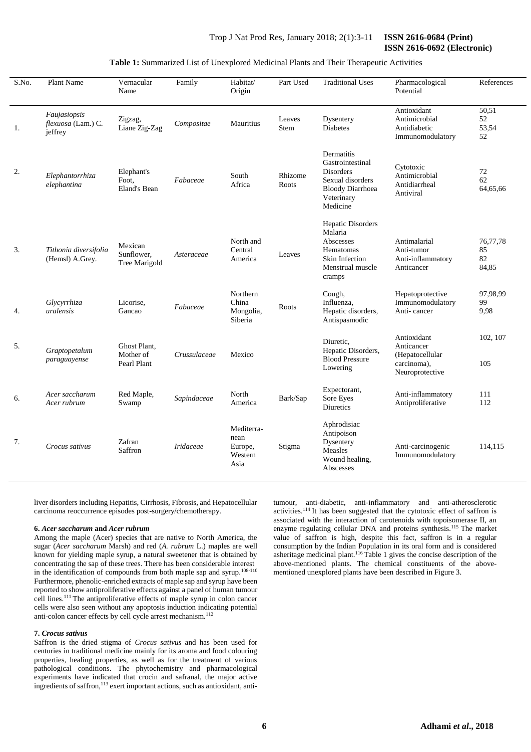**Table 1:** Summarized List of Unexplored Medicinal Plants and Their Therapeutic Activities

| S.No. | Plant Name | Vernacular Name | Family | Habitat/ Origin | Part Used | Traditional Uses | Pharmacological Potential | References |
|---|---|---|---|---|---|---|---|---|
| 1. | *Faujasiopsis flexuosa* (Lam.) C. jeffrey | Zigzag, Liane Zig-Zag | *Compositae* | Mauritius | Leaves Stem | Dysentery Diabetes | Antioxidant Antimicrobial Antidiabetic Immunomodulatory | 50,51 52 53,54 52 |
| 2. | *Elephantorrhiza elephantina* | Elephant's Foot, Eland's Bean | *Fabaceae* | South Africa | Rhizome Roots | Dermatitis Gastrointestinal Disorders Sexual disorders Bloody Diarrhoea Veterinary Medicine | Cytotoxic Antimicrobial Antidiarrheal Antiviral | 72 62 64,65,66 |
| 3. | *Tithonia diversifolia* (Hemsl) A.Grey. | Mexican Sunflower, Tree Marigold | *Asteraceae* | North and Central America | Leaves | Hepatic Disorders Malaria Abscesses Hematomas Skin Infection Menstrual muscle cramps | Antimalarial Anti-tumor Anti-inflammatory Anticancer | 76,77,78 85 82 84,85 |
| 4. | *Glycyrrhiza uralensis* | Licorise, Gancao | *Fabaceae* | Northern China Mongolia, Siberia | Roots | Cough, Influenza, Hepatic disorders, Antispasmodic | Hepatoprotective Immunomodulatory Anti- cancer | 97,98,99 99 9,98 |
| 5. | *Graptopetalum paraguayense* | Ghost Plant, Mother of Pearl Plant | *Crussulaceae* | Mexico | | Diuretic, Hepatic Disorders, Blood Pressure Lowering | Antioxidant Anticancer (Hepatocellular carcinoma), Neuroprotective | 102, 107 105 |
| 6. | *Acer saccharum* *Acer rubrum* | Red Maple, Swamp | *Sapindaceae* | North America | Bark/Sap | Expectorant, Sore Eyes Diuretics | Anti-inflammatory Antiproliferative | 111 112 |
| 7. | *Crocus sativus* | Zafran Saffron | *Iridaceae* | Mediterra-nean Europe, Western Asia | Stigma | Aphrodisiac Antipoison Dysentery Measles Wound healing, Abscesses | Anti-carcinogenic Immunomodulatory | 114,115 |

liver disorders including Hepatitis, Cirrhosis, Fibrosis, and Hepatocellular carcinoma reoccurrence episodes post-surgery/chemotherapy.

#### 6. *Acer saccharum* and *Acer rubrum*

Among the maple (Acer) species that are native to North America, the sugar (*Acer saccharum* Marsh) and red (*A. rubrum* L.) maples are well known for yielding maple syrup, a natural sweetener that is obtained by concentrating the sap of these trees. There has been considerable interest in the identification of compounds from both maple sap and syrup.[108-110] Furthermore, phenolic-enriched extracts of maple sap and syrup have been reported to show antiproliferative effects against a panel of human tumour cell lines.[111] The antiproliferative effects of maple syrup in colon cancer cells were also seen without any apoptosis induction indicating potential anti-colon cancer effects by cell cycle arrest mechanism.[112]

#### 7. *Crocus sativus*

Saffron is the dried stigma of *Crocus sativus* and has been used for centuries in traditional medicine mainly for its aroma and food colouring properties, healing properties, as well as for the treatment of various pathological conditions. The phytochemistry and pharmacological experiments have indicated that crocin and safranal, the major active ingredients of saffron,[113] exert important actions, such as antioxidant, anti-tumour, anti-diabetic, anti-inflammatory and anti-atherosclerotic activities.[114] It has been suggested that the cytotoxic effect of saffron is associated with the interaction of carotenoids with topoisomerase II, an enzyme regulating cellular DNA and proteins synthesis.[115] The market value of saffron is high, despite this fact, saffron is in a regular consumption by the Indian Population in its oral form and is considered asheritage medicinal plant.[116] Table 1 gives the concise description of the above-mentioned plants. The chemical constituents of the above-mentioned unexplored plants have been described in Figure 3.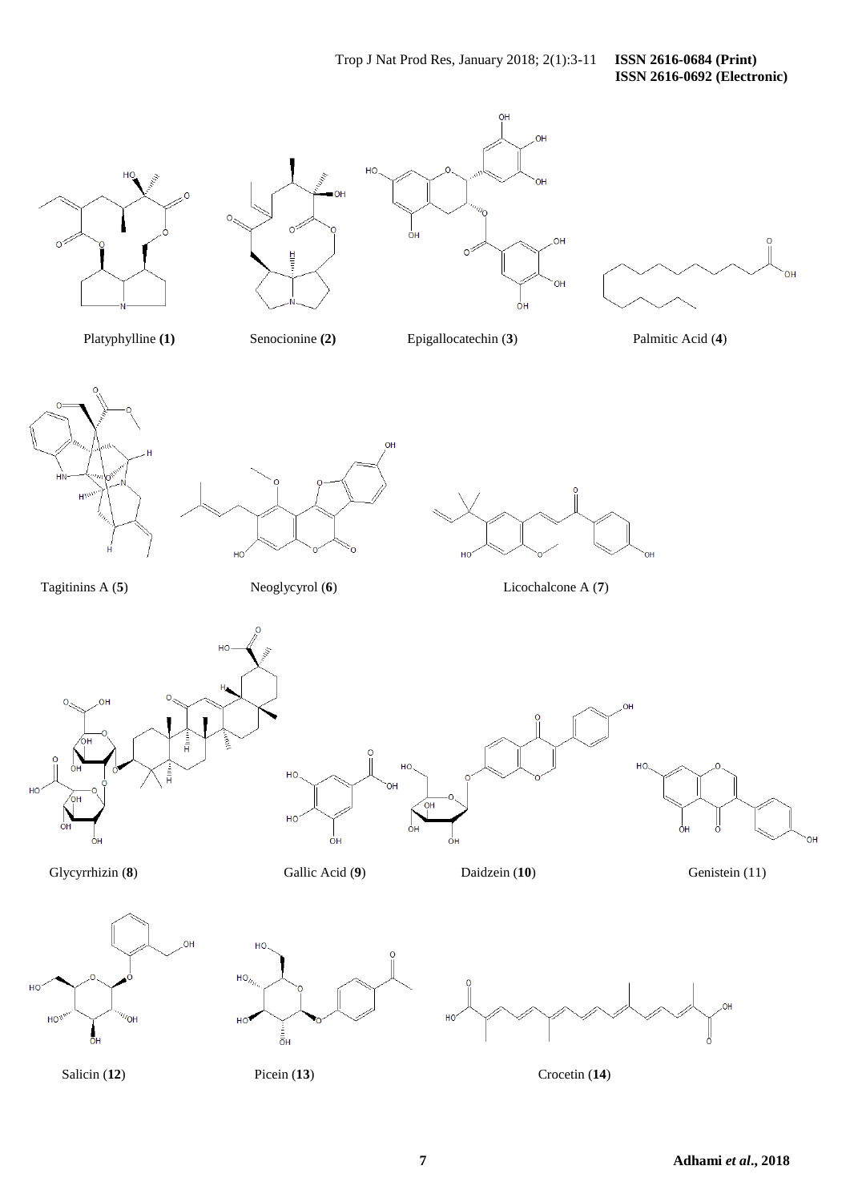Platyphylline **(1)**

Senocionine **(2)**

Epigallocatechin (**3**)

Palmitic Acid (**4**)

Tagitinins A (**5**)

Neoglycyrol (**6**)

Licochalcone A (**7**)

Glycyrrhizin (**8**)

Gallic Acid (**9**)

Daidzein (**10**)

Genistein (11)

Salicin (**12**)

Picein (**13**)

Crocetin (**14**)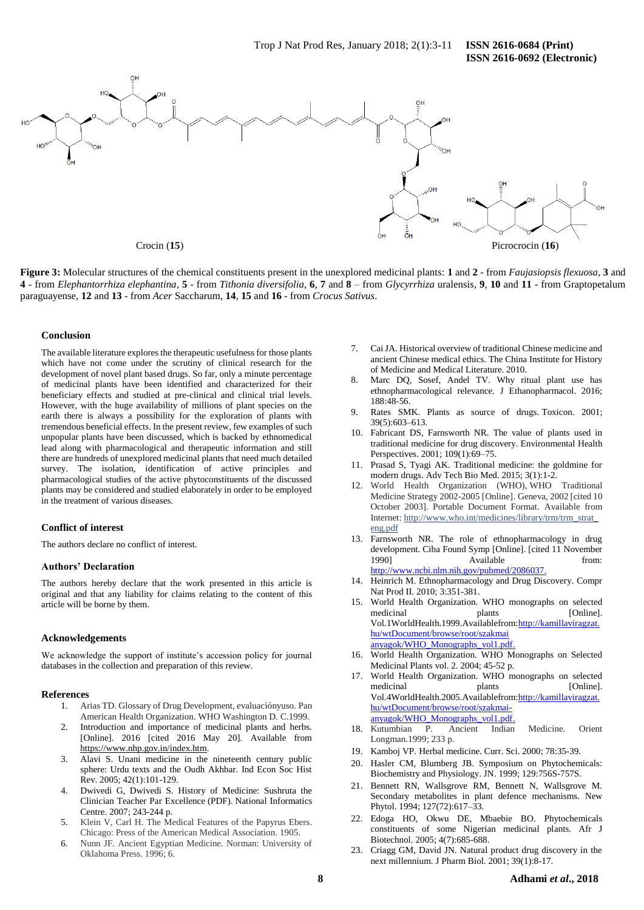Crocin (**15**)

Picrocrocin (**16**)

**Figure 3:** Molecular structures of the chemical constituents present in the unexplored medicinal plants: **1** and **2** - from *Faujasiopsis flexuosa*, **3** and **4** - from *Elephantorrhiza elephantina*, **5** - from *Tithonia diversifolia*, **6**, **7** and **8** – from *Glycyrrhiza* uralensis, **9**, **10** and **11** - from Graptopetalum paraguayense, **12** and **13** - from *Acer* Saccharum, **14**, **15** and **16** - from *Crocus Sativus*.

## Conclusion

The available literature explores the therapeutic usefulness for those plants which have not come under the scrutiny of clinical research for the development of novel plant based drugs. So far, only a minute percentage of medicinal plants have been identified and characterized for their beneficiary effects and studied at pre-clinical and clinical trial levels. However, with the huge availability of millions of plant species on the earth there is always a possibility for the exploration of plants with tremendous beneficial effects. In the present review, few examples of such unpopular plants have been discussed, which is backed by ethnomedical lead along with pharmacological and therapeutic information and still there are hundreds of unexplored medicinal plants that need much detailed survey. The isolation, identification of active principles and pharmacological studies of the active phytoconstituents of the discussed plants may be considered and studied elaborately in order to be employed in the treatment of various diseases.

## Conflict of interest

The authors declare no conflict of interest.

## Authors' Declaration

The authors hereby declare that the work presented in this article is original and that any liability for claims relating to the content of this article will be borne by them.

## Acknowledgements

We acknowledge the support of institute's accession policy for journal databases in the collection and preparation of this review.

## References

1. Arias TD. Glossary of Drug Development, evaluaciónyuso. Pan American Health Organization. WHO Washington D. C.1999.
2. Introduction and importance of medicinal plants and herbs. [Online]. 2016 [cited 2016 May 20]. Available from https://www.nhp.gov.in/index.htm.
3. Alavi S. Unani medicine in the nineteenth century public sphere: Urdu texts and the Oudh Akhbar. Ind Econ Soc Hist Rev. 2005; 42(1):101-129.
4. Dwivedi G, Dwivedi S. History of Medicine: Sushruta the Clinician Teacher Par Excellence (PDF). National Informatics Centre. 2007; 243-244 p.
5. Klein V, Carl H. The Medical Features of the Papyrus Ebers. Chicago: Press of the American Medical Association. 1905.
6. Nunn JF. Ancient Egyptian Medicine. Norman: University of Oklahoma Press. 1996; 6.
7. Cai JA. Historical overview of traditional Chinese medicine and ancient Chinese medical ethics. The China Institute for History of Medicine and Medical Literature. 2010.
8. Marc DQ, Sosef, Andel TV. Why ritual plant use has ethnopharmacological relevance. J Ethanopharmacol. 2016; 188:48-56.
9. Rates SMK. Plants as source of drugs. Toxicon. 2001; 39(5):603–613.
10. Fabricant DS, Farnsworth NR. The value of plants used in traditional medicine for drug discovery. Environmental Health Perspectives. 2001; 109(1):69–75.
11. Prasad S, Tyagi AK. Traditional medicine: the goldmine for modern drugs. Adv Tech Bio Med. 2015; 3(1):1-2.
12. World Health Organization (WHO), WHO Traditional Medicine Strategy 2002-2005 [Online]. Geneva, 2002 [cited 10 October 2003]. Portable Document Format. Available from Internet: http://www.who.int/medicines/library/trm/trm_strat_eng.pdf
13. Farnsworth NR. The role of ethnopharmacology in drug development. Ciba Found Symp [Online]. [cited 11 November 1990] Available from: http://www.ncbi.nlm.nih.gov/pubmed/2086037.
14. Heinrich M. Ethnopharmacology and Drug Discovery. Compr Nat Prod II. 2010; 3:351-381.
15. World Health Organization. WHO monographs on selected medicinal plants [Online]. Vol.1WorldHealth.1999.Availablefrom:http://kamillaviragzat.hu/wtDocument/browse/root/szakmaianyagok/WHO_Monographs_vol1.pdf.
16. World Health Organization. WHO Monographs on Selected Medicinal Plants vol. 2. 2004; 45-52 p.
17. World Health Organization. WHO monographs on selected medicinal plants [Online]. Vol.4WorldHealth.2005.Availablefrom:http://kamillaviragzat.hu/wtDocument/browse/root/szakmai-anyagok/WHO_Monographs_vol1.pdf.
18. Kutumbian P. Ancient Indian Medicine. Orient Longman.1999; 233 p.
19. Kamboj VP. Herbal medicine. Curr. Sci. 2000; 78:35-39.
20. Hasler CM, Blumberg JB. Symposium on Phytochemicals: Biochemistry and Physiology. JN. 1999; 129:756S-757S.
21. Bennett RN, Wallsgrove RM, Bennett N, Wallsgrove M. Secondary metabolites in plant defence mechanisms. New Phytol. 1994; 127(72):617–33.
22. Edoga HO, Okwu DE, Mbaebie BO. Phytochemicals constituents of some Nigerian medicinal plants. Afr J Biotechnol. 2005; 4(7):685-688.
23. Criagg GM, David JN. Natural product drug discovery in the next millennium. J Pharm Biol. 2001; 39(1):8-17.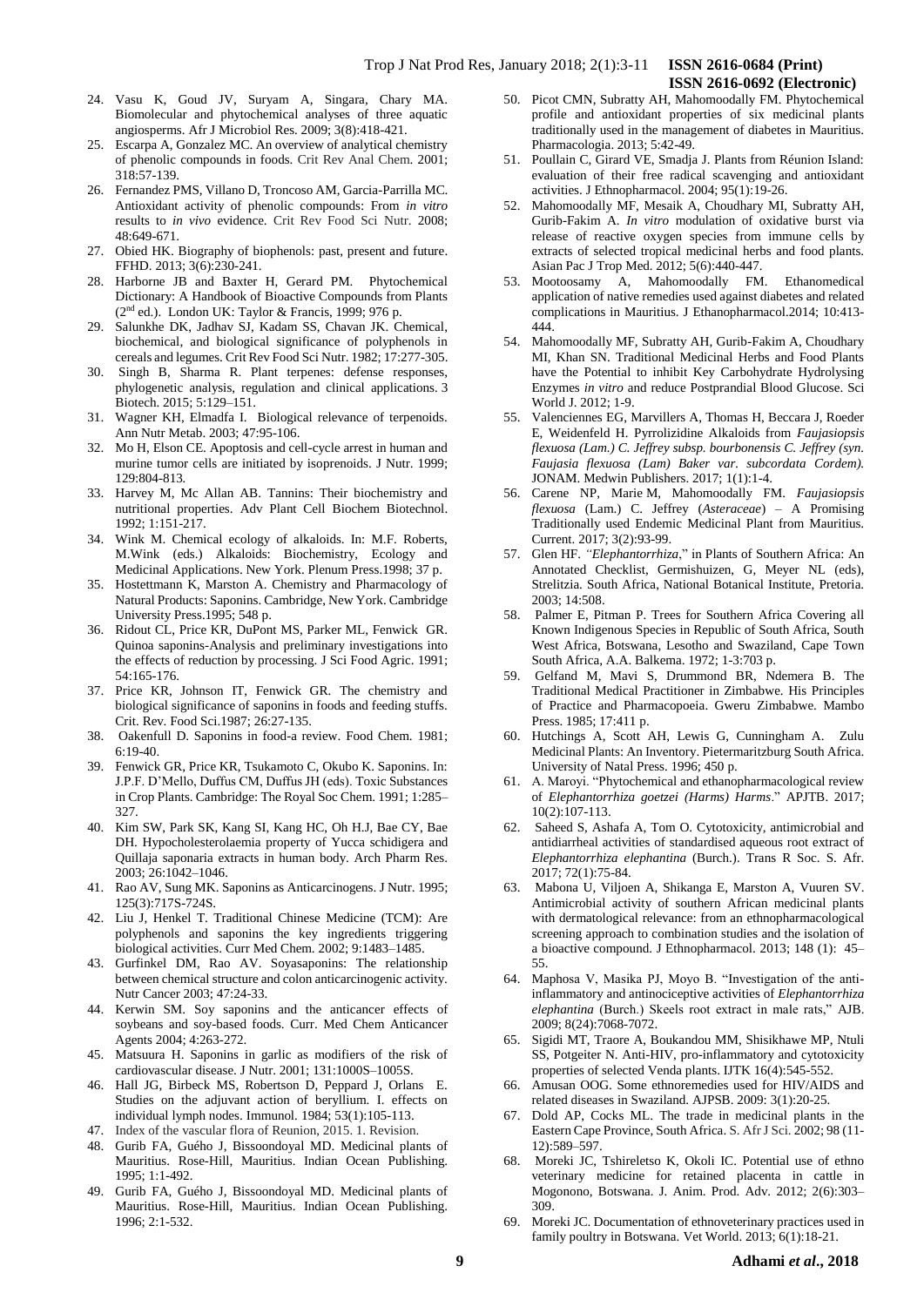24. Vasu K, Goud JV, Suryam A, Singara, Chary MA. Biomolecular and phytochemical analyses of three aquatic angiosperms. Afr J Microbiol Res. 2009; 3(8):418-421.
25. Escarpa A, Gonzalez MC. An overview of analytical chemistry of phenolic compounds in foods. Crit Rev Anal Chem. 2001; 318:57-139.
26. Fernandez PMS, Villano D, Troncoso AM, Garcia-Parrilla MC. Antioxidant activity of phenolic compounds: From *in vitro* results to *in vivo* evidence. Crit Rev Food Sci Nutr. 2008; 48:649-671.
27. Obied HK. Biography of biophenols: past, present and future. FFHD. 2013; 3(6):230-241.
28. Harborne JB and Baxter H, Gerard PM. Phytochemical Dictionary: A Handbook of Bioactive Compounds from Plants (2nd ed.). London UK: Taylor & Francis, 1999; 976 p.
29. Salunkhe DK, Jadhav SJ, Kadam SS, Chavan JK. Chemical, biochemical, and biological significance of polyphenols in cereals and legumes. Crit Rev Food Sci Nutr. 1982; 17:277-305.
30. Singh B, Sharma R. Plant terpenes: defense responses, phylogenetic analysis, regulation and clinical applications. 3 Biotech. 2015; 5:129–151.
31. Wagner KH, Elmadfa I. Biological relevance of terpenoids. Ann Nutr Metab. 2003; 47:95-106.
32. Mo H, Elson CE. Apoptosis and cell-cycle arrest in human and murine tumor cells are initiated by isoprenoids. J Nutr. 1999; 129:804-813.
33. Harvey M, Mc Allan AB. Tannins: Their biochemistry and nutritional properties. Adv Plant Cell Biochem Biotechnol. 1992; 1:151-217.
34. Wink M. Chemical ecology of alkaloids. In: M.F. Roberts, M.Wink (eds.) Alkaloids: Biochemistry, Ecology and Medicinal Applications. New York. Plenum Press.1998; 37 p.
35. Hostettmann K, Marston A. Chemistry and Pharmacology of Natural Products: Saponins. Cambridge, New York. Cambridge University Press.1995; 548 p.
36. Ridout CL, Price KR, DuPont MS, Parker ML, Fenwick GR. Quinoa saponins-Analysis and preliminary investigations into the effects of reduction by processing. J Sci Food Agric. 1991; 54:165-176.
37. Price KR, Johnson IT, Fenwick GR. The chemistry and biological significance of saponins in foods and feeding stuffs. Crit. Rev. Food Sci.1987; 26:27-135.
38. Oakenfull D. Saponins in food-a review. Food Chem. 1981; 6:19-40.
39. Fenwick GR, Price KR, Tsukamoto C, Okubo K. Saponins. In: J.P.F. D'Mello, Duffus CM, Duffus JH (eds). Toxic Substances in Crop Plants. Cambridge: The Royal Soc Chem. 1991; 1:285–327.
40. Kim SW, Park SK, Kang SI, Kang HC, Oh H.J, Bae CY, Bae DH. Hypocholesterolaemia property of Yucca schidigera and Quillaja saponaria extracts in human body. Arch Pharm Res. 2003; 26:1042–1046.
41. Rao AV, Sung MK. Saponins as Anticarcinogens. J Nutr. 1995; 125(3):717S-724S.
42. Liu J, Henkel T. Traditional Chinese Medicine (TCM): Are polyphenols and saponins the key ingredients triggering biological activities. Curr Med Chem. 2002; 9:1483–1485.
43. Gurfinkel DM, Rao AV. Soyasaponins: The relationship between chemical structure and colon anticarcinogenic activity. Nutr Cancer 2003; 47:24-33.
44. Kerwin SM. Soy saponins and the anticancer effects of soybeans and soy-based foods. Curr. Med Chem Anticancer Agents 2004; 4:263-272.
45. Matsuura H. Saponins in garlic as modifiers of the risk of cardiovascular disease. J Nutr. 2001; 131:1000S–1005S.
46. Hall JG, Birbeck MS, Robertson D, Peppard J, Orlans E. Studies on the adjuvant action of beryllium. I. effects on individual lymph nodes. Immunol. 1984; 53(1):105-113.
47. Index of the vascular flora of Reunion, 2015. 1. Revision.
48. Gurib FA, Guého J, Bissoondoyal MD. Medicinal plants of Mauritius. Rose-Hill, Mauritius. Indian Ocean Publishing. 1995; 1:1-492.
49. Gurib FA, Guého J, Bissoondoyal MD. Medicinal plants of Mauritius. Rose-Hill, Mauritius. Indian Ocean Publishing. 1996; 2:1-532.
50. Picot CMN, Subratty AH, Mahomoodally FM. Phytochemical profile and antioxidant properties of six medicinal plants traditionally used in the management of diabetes in Mauritius. Pharmacologia. 2013; 5:42-49.
51. Poullain C, Girard VE, Smadja J. Plants from Réunion Island: evaluation of their free radical scavenging and antioxidant activities. J Ethnopharmacol. 2004; 95(1):19-26.
52. Mahomoodally MF, Mesaik A, Choudhary MI, Subratty AH, Gurib-Fakim A. *In vitro* modulation of oxidative burst via release of reactive oxygen species from immune cells by extracts of selected tropical medicinal herbs and food plants. Asian Pac J Trop Med. 2012; 5(6):440-447.
53. Mootoosamy A, Mahomoodally FM. Ethanomedical application of native remedies used against diabetes and related complications in Mauritius. J Ethanopharmacol.2014; 10:413-444.
54. Mahomoodally MF, Subratty AH, Gurib-Fakim A, Choudhary MI, Khan SN. Traditional Medicinal Herbs and Food Plants have the Potential to inhibit Key Carbohydrate Hydrolysing Enzymes *in vitro* and reduce Postprandial Blood Glucose. Sci World J. 2012; 1-9.
55. Valenciennes EG, Marvillers A, Thomas H, Beccara J, Roeder E, Weidenfeld H. Pyrrolizidine Alkaloids from *Faujasiopsis flexuosa (Lam.) C. Jeffrey subsp. bourbonensis C. Jeffrey (syn. Faujasia flexuosa (Lam) Baker var. subcordata Cordem).* JONAM. Medwin Publishers. 2017; 1(1):1-4.
56. Carene NP, Marie M, Mahomoodally FM. *Faujasiopsis flexuosa* (Lam.) C. Jeffrey (*Asteraceae*) – A Promising Traditionally used Endemic Medicinal Plant from Mauritius. Current. 2017; 3(2):93-99.
57. Glen HF. *"Elephantorrhiza*," in Plants of Southern Africa: An Annotated Checklist, Germishuizen, G, Meyer NL (eds), Strelitzia. South Africa, National Botanical Institute, Pretoria. 2003; 14:508.
58. Palmer E, Pitman P. Trees for Southern Africa Covering all Known Indigenous Species in Republic of South Africa, South West Africa, Botswana, Lesotho and Swaziland, Cape Town South Africa, A.A. Balkema. 1972; 1-3:703 p.
59. Gelfand M, Mavi S, Drummond BR, Ndemera B. The Traditional Medical Practitioner in Zimbabwe. His Principles of Practice and Pharmacopoeia. Gweru Zimbabwe. Mambo Press. 1985; 17:411 p.
60. Hutchings A, Scott AH, Lewis G, Cunningham A. Zulu Medicinal Plants: An Inventory. Pietermaritzburg South Africa. University of Natal Press. 1996; 450 p.
61. A. Maroyi. "Phytochemical and ethanopharmacological review of *Elephantorrhiza goetzei (Harms) Harms*." APJTB. 2017; 10(2):107-113.
62. Saheed S, Ashafa A, Tom O. Cytotoxicity, antimicrobial and antidiarrheal activities of standardised aqueous root extract of *Elephantorrhiza elephantina* (Burch.). Trans R Soc. S. Afr. 2017; 72(1):75-84.
63. Mabona U, Viljoen A, Shikanga E, Marston A, Vuuren SV. Antimicrobial activity of southern African medicinal plants with dermatological relevance: from an ethnopharmacological screening approach to combination studies and the isolation of a bioactive compound. J Ethnopharmacol. 2013; 148 (1): 45–55.
64. Maphosa V, Masika PJ, Moyo B. "Investigation of the anti-inflammatory and antinociceptive activities of *Elephantorrhiza elephantina* (Burch.) Skeels root extract in male rats," AJB. 2009; 8(24):7068-7072.
65. Sigidi MT, Traore A, Boukandou MM, Shisikhawe MP, Ntuli SS, Potgeiter N. Anti-HIV, pro-inflammatory and cytotoxicity properties of selected Venda plants. IJTK 16(4):545-552.
66. Amusan OOG. Some ethnoremedies used for HIV/AIDS and related diseases in Swaziland. AJPSB. 2009: 3(1):20-25.
67. Dold AP, Cocks ML. The trade in medicinal plants in the Eastern Cape Province, South Africa. S. Afr J Sci. 2002; 98 (11-12):589–597.
68. Moreki JC, Tshireletso K, Okoli IC. Potential use of ethno veterinary medicine for retained placenta in cattle in Mogonono, Botswana. J. Anim. Prod. Adv. 2012; 2(6):303–309.
69. Moreki JC. Documentation of ethnoveterinary practices used in family poultry in Botswana. Vet World. 2013; 6(1):18-21.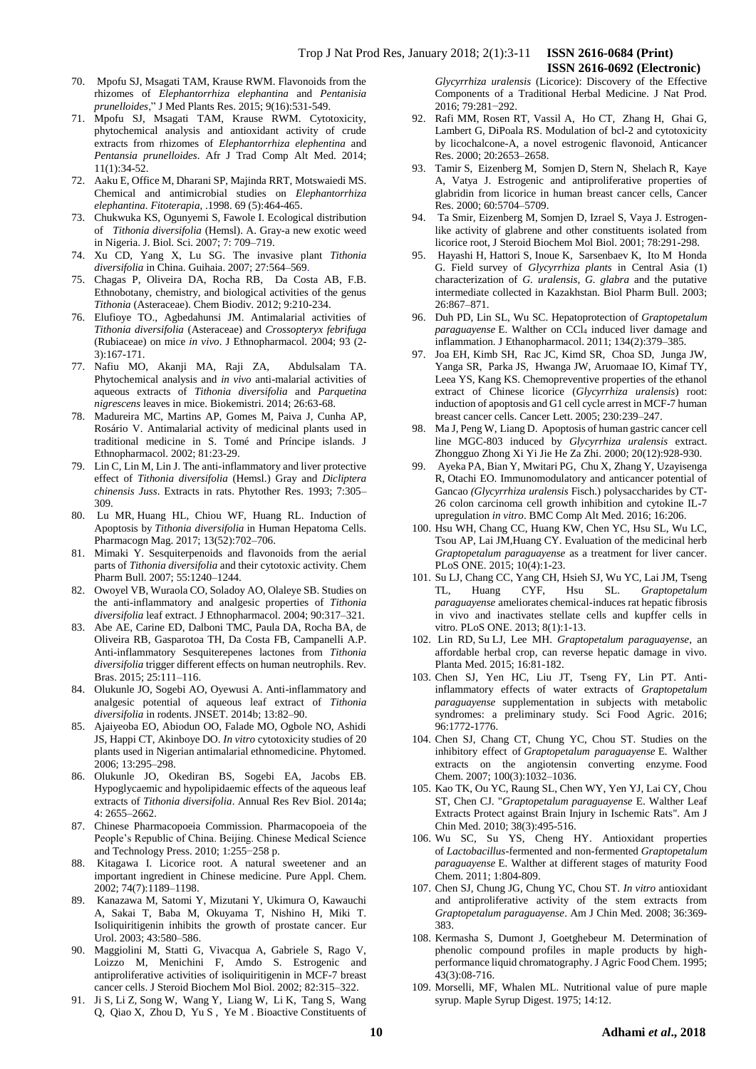70. Mpofu SJ, Msagati TAM, Krause RWM. Flavonoids from the rhizomes of *Elephantorrhiza elephantina* and *Pentanisia prunelloides*," J Med Plants Res. 2015; 9(16):531-549.
71. Mpofu SJ, Msagati TAM, Krause RWM. Cytotoxicity, phytochemical analysis and antioxidant activity of crude extracts from rhizomes of *Elephantorrhiza elephentina* and *Pentansia prunelloides*. Afr J Trad Comp Alt Med. 2014; 11(1):34-52.
72. Aaku E, Office M, Dharani SP, Majinda RRT, Motswaiedi MS. Chemical and antimicrobial studies on *Elephantorrhiza elephantina*. *Fitoterapia*, .1998. 69 (5):464-465.
73. Chukwuka KS, Ogunyemi S, Fawole I. Ecological distribution of *Tithonia diversifolia* (Hemsl). A. Gray-a new exotic weed in Nigeria. J. Biol. Sci. 2007; 7: 709–719.
74. Xu CD, Yang X, Lu SG. The invasive plant *Tithonia diversifolia* in China. Guihaia. 2007; 27:564–569.
75. Chagas P, Oliveira DA, Rocha RB, Da Costa AB, F.B. Ethnobotany, chemistry, and biological activities of the genus *Tithonia* (Asteraceae). Chem Biodiv. 2012; 9:210-234.
76. Elufioye TO., Agbedahunsi JM. Antimalarial activities of *Tithonia diversifolia* (Asteraceae) and *Crossopteryx febrifuga* (Rubiaceae) on mice *in vivo*. J Ethnopharmacol. 2004; 93 (2-3):167-171.
77. Nafiu MO, Akanji MA, Raji ZA, Abdulsalam TA. Phytochemical analysis and *in vivo* anti-malarial activities of aqueous extracts of *Tithonia diversifolia* and *Parquetina nigrescens* leaves in mice. Biokemistri. 2014; 26:63-68.
78. Madureira MC, Martins AP, Gomes M, Paiva J, Cunha AP, Rosário V. Antimalarial activity of medicinal plants used in traditional medicine in S. Tomé and Príncipe islands. J Ethnopharmacol. 2002; 81:23-29.
79. Lin C, Lin M, Lin J. The anti-inflammatory and liver protective effect of *Tithonia diversifolia* (Hemsl.) Gray and *Dicliptera chinensis Juss*. Extracts in rats. Phytother Res. 1993; 7:305–309.
80. Lu MR, Huang HL, Chiou WF, Huang RL. Induction of Apoptosis by *Tithonia diversifolia* in Human Hepatoma Cells. Pharmacogn Mag. 2017; 13(52):702–706.
81. Mimaki Y. Sesquiterpenoids and flavonoids from the aerial parts of *Tithonia diversifolia* and their cytotoxic activity. Chem Pharm Bull. 2007; 55:1240–1244.
82. Owoyel VB, Wuraola CO, Soladoy AO, Olaleye SB. Studies on the anti-inflammatory and analgesic properties of *Tithonia diversifolia* leaf extract. J Ethnopharmacol. 2004; 90:317–321.
83. Abe AE, Carine ED, Dalboni TMC, Paula DA, Rocha BA, de Oliveira RB, Gasparotoa TH, Da Costa FB, Campanelli A.P. Anti-inflammatory Sesquiterepenes lactones from *Tithonia diversifolia* trigger different effects on human neutrophils. Rev. Bras. 2015; 25:111–116.
84. Olukunle JO, Sogebi AO, Oyewusi A. Anti-inflammatory and analgesic potential of aqueous leaf extract of *Tithonia diversifolia* in rodents. JNSET. 2014b; 13:82–90.
85. Ajaiyeoba EO, Abiodun OO, Falade MO, Ogbole NO, Ashidi JS, Happi CT, Akinboye DO. *In vitro* cytotoxicity studies of 20 plants used in Nigerian antimalarial ethnomedicine. Phytomed. 2006; 13:295–298.
86. Olukunle JO, Okediran BS, Sogebi EA, Jacobs EB. Hypoglycaemic and hypolipidaemic effects of the aqueous leaf extracts of *Tithonia diversifolia*. Annual Res Rev Biol. 2014a; 4: 2655–2662.
87. Chinese Pharmacopoeia Commission. Pharmacopoeia of the People's Republic of China. Beijing. Chinese Medical Science and Technology Press. 2010; 1:255−258 p.
88. Kitagawa I. Licorice root. A natural sweetener and an important ingredient in Chinese medicine. Pure Appl. Chem. 2002; 74(7):1189–1198.
89. Kanazawa M, Satomi Y, Mizutani Y, Ukimura O, Kawauchi A, Sakai T, Baba M, Okuyama T, Nishino H, Miki T. Isoliquiritigenin inhibits the growth of prostate cancer. Eur Urol. 2003; 43:580–586.
90. Maggiolini M, Statti G, Vivacqua A, Gabriele S, Rago V, Loizzo M, Menichini F, Amdo S. Estrogenic and antiproliferative activities of isoliquiritigenin in MCF-7 breast cancer cells. J Steroid Biochem Mol Biol. 2002; 82:315–322.
91. Ji S, Li Z, Song W, Wang Y, Liang W, Li K, Tang S, Wang Q, Qiao X, Zhou D, Yu S , Ye M . Bioactive Constituents of *Glycyrrhiza uralensis* (Licorice): Discovery of the Effective Components of a Traditional Herbal Medicine. J Nat Prod. 2016; 79:281−292.
92. Rafi MM, Rosen RT, Vassil A, Ho CT, Zhang H, Ghai G, Lambert G, DiPoala RS. Modulation of bcl-2 and cytotoxicity by licochalcone-A, a novel estrogenic flavonoid, Anticancer Res. 2000; 20:2653–2658.
93. Tamir S, Eizenberg M, Somjen D, Stern N, Shelach R, Kaye A, Vatya J. Estrogenic and antiproliferative properties of glabridin from licorice in human breast cancer cells, Cancer Res. 2000; 60:5704–5709.
94. Ta Smir, Eizenberg M, Somjen D, Izrael S, Vaya J. Estrogen-like activity of glabrene and other constituents isolated from licorice root, J Steroid Biochem Mol Biol. 2001; 78:291-298.
95. Hayashi H, Hattori S, Inoue K, Sarsenbaev K, Ito M Honda G. Field survey of *Glycyrrhiza plants* in Central Asia (1) characterization of *G. uralensis*, *G. glabra* and the putative intermediate collected in Kazakhstan. Biol Pharm Bull. 2003; 26:867–871.
96. Duh PD, Lin SL, Wu SC. Hepatoprotection of *Graptopetalum paraguayense* E. Walther on $CCl_4$ induced liver damage and inflammation. J Ethanopharmacol. 2011; 134(2):379–385.
97. Joa EH, Kimb SH, Rac JC, Kimd SR, Choa SD, Junga JW, Yanga SR, Parka JS, Hwanga JW, Aruomaae IO, Kimaf TY, Leea YS, Kang KS. Chemopreventive properties of the ethanol extract of Chinese licorice (*Glycyrrhiza uralensis*) root: induction of apoptosis and G1 cell cycle arrest in MCF-7 human breast cancer cells. Cancer Lett. 2005; 230:239–247.
98. Ma J, Peng W, Liang D. Apoptosis of human gastric cancer cell line MGC-803 induced by *Glycyrrhiza uralensis* extract. Zhongguo Zhong Xi Yi Jie He Za Zhi. 2000; 20(12):928-930.
99. Ayeka PA, Bian Y, Mwitari PG, Chu X, Zhang Y, Uzayisenga R, Otachi EO. Immunomodulatory and anticancer potential of Gancao *(Glycyrrhiza uralensis* Fisch.) polysaccharides by CT-26 colon carcinoma cell growth inhibition and cytokine IL-7 upregulation *in vitro*. BMC Comp Alt Med. 2016; 16:206.
100. Hsu WH, Chang CC, Huang KW, Chen YC, Hsu SL, Wu LC, Tsou AP, Lai JM,Huang CY. Evaluation of the medicinal herb *Graptopetalum paraguayense* as a treatment for liver cancer. PLoS ONE. 2015; 10(4):1-23.
101. Su LJ, Chang CC, Yang CH, Hsieh SJ, Wu YC, Lai JM, Tseng TL, Huang CYF, Hsu SL. *Graptopetalum paraguayense* ameliorates chemical-induces rat hepatic fibrosis in vivo and inactivates stellate cells and kupffer cells in vitro. PLoS ONE. 2013; 8(1):1-13.
102. Lin RD, Su LJ, Lee MH. *Graptopetalum paraguayense*, an affordable herbal crop, can reverse hepatic damage in vivo. Planta Med. 2015; 16:81-182.
103. Chen SJ, Yen HC, Liu JT, Tseng FY, Lin PT. Anti-inflammatory effects of water extracts of *Graptopetalum paraguayense* supplementation in subjects with metabolic syndromes: a preliminary study. Sci Food Agric. 2016; 96:1772-1776.
104. Chen SJ, Chang CT, Chung YC, Chou ST. Studies on the inhibitory effect of *Graptopetalum paraguayense* E. Walther extracts on the angiotensin converting enzyme. Food Chem. 2007; 100(3):1032–1036.
105. Kao TK, Ou YC, Raung SL, Chen WY, Yen YJ, Lai CY, Chou ST, Chen CJ. "*Graptopetalum paraguayense* E. Walther Leaf Extracts Protect against Brain Injury in Ischemic Rats". Am J Chin Med. 2010; 38(3):495-516.
106. Wu SC, Su YS, Cheng HY. Antioxidant properties of *Lactobacillus*-fermented and non-fermented *Graptopetalum paraguayense* E. Walther at different stages of maturity Food Chem. 2011; 1:804-809.
107. Chen SJ, Chung JG, Chung YC, Chou ST. *In vitro* antioxidant and antiproliferative activity of the stem extracts from *Graptopetalum paraguayense*. Am J Chin Med. 2008; 36:369-383.
108. Kermasha S, Dumont J, Goetghebeur M. Determination of phenolic compound profiles in maple products by high-performance liquid chromatography. J Agric Food Chem. 1995; 43(3):08-716.
109. Morselli, MF, Whalen ML. Nutritional value of pure maple syrup. Maple Syrup Digest. 1975; 14:12.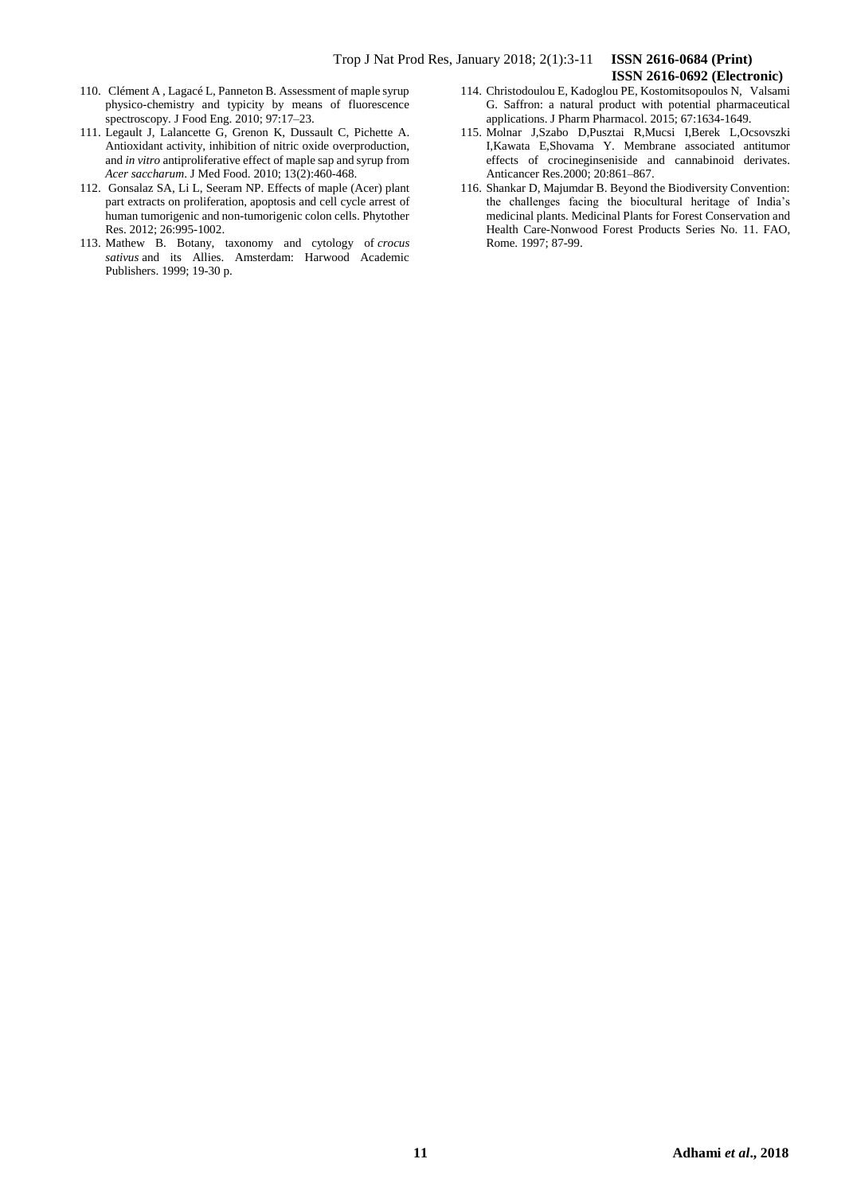110. Clément A , Lagacé L, Panneton B. Assessment of maple syrup physico-chemistry and typicity by means of fluorescence spectroscopy. J Food Eng. 2010; 97:17–23.
111. Legault J, Lalancette G, Grenon K, Dussault C, Pichette A. Antioxidant activity, inhibition of nitric oxide overproduction, and *in vitro* antiproliferative effect of maple sap and syrup from *Acer saccharum*. J Med Food. 2010; 13(2):460-468.
112. Gonsalaz SA, Li L, Seeram NP. Effects of maple (Acer) plant part extracts on proliferation, apoptosis and cell cycle arrest of human tumorigenic and non-tumorigenic colon cells. Phytother Res. 2012; 26:995-1002.
113. Mathew B. Botany, taxonomy and cytology of *crocus sativus* and its Allies. Amsterdam: Harwood Academic Publishers. 1999; 19-30 p.
114. Christodoulou E, Kadoglou PE, Kostomitsopoulos N, Valsami G. Saffron: a natural product with potential pharmaceutical applications. J Pharm Pharmacol. 2015; 67:1634-1649.
115. Molnar J,Szabo D,Pusztai R,Mucsi I,Berek L,Ocsovszki I,Kawata E,Shovama Y. Membrane associated antitumor effects of crocineginseniside and cannabinoid derivates. Anticancer Res.2000; 20:861–867.
116. Shankar D, Majumdar B. Beyond the Biodiversity Convention: the challenges facing the biocultural heritage of India's medicinal plants. Medicinal Plants for Forest Conservation and Health Care-Nonwood Forest Products Series No. 11. FAO, Rome. 1997; 87-99.